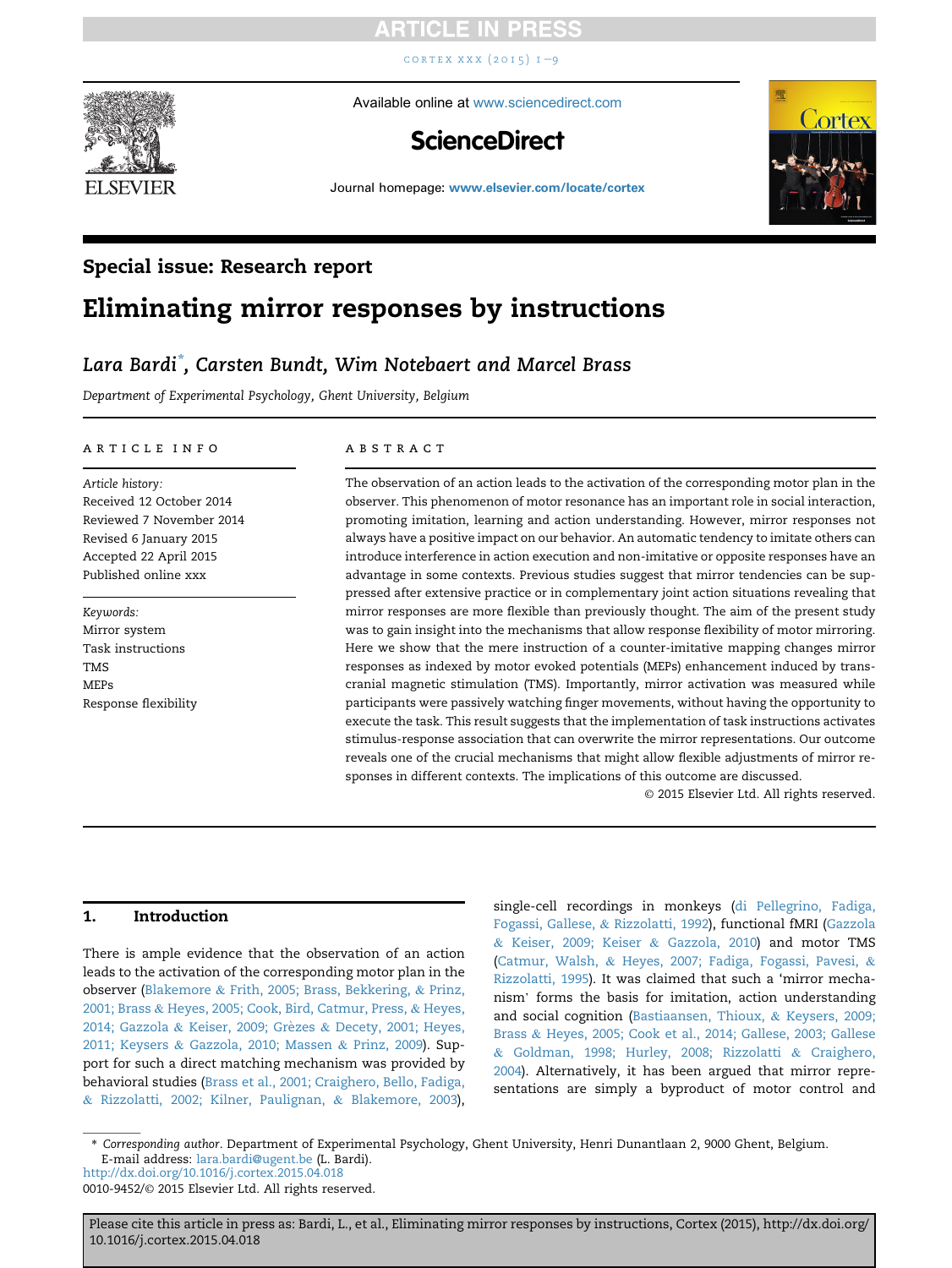Special issue: Research report

# Eliminating mirror responses by instructions

*Lara Bardi\*, Carsten Bundt, Wim Notebaert and Marcel Brass*

*Department of Experimental Psychology, Ghent University, Belgium*

## ARTICLE INFO

*Article history:*
Received 12 October 2014
Reviewed 7 November 2014
Revised 6 January 2015
Accepted 22 April 2015
Published online xxx

*Keywords:*
Mirror system
Task instructions
TMS
MEPs
Response flexibility

## ABSTRACT

The observation of an action leads to the activation of the corresponding motor plan in the observer. This phenomenon of motor resonance has an important role in social interaction, promoting imitation, learning and action understanding. However, mirror responses not always have a positive impact on our behavior. An automatic tendency to imitate others can introduce interference in action execution and non-imitative or opposite responses have an advantage in some contexts. Previous studies suggest that mirror tendencies can be suppressed after extensive practice or in complementary joint action situations revealing that mirror responses are more flexible than previously thought. The aim of the present study was to gain insight into the mechanisms that allow response flexibility of motor mirroring. Here we show that the mere instruction of a counter-imitative mapping changes mirror responses as indexed by motor evoked potentials (MEPs) enhancement induced by transcranial magnetic stimulation (TMS). Importantly, mirror activation was measured while participants were passively watching finger movements, without having the opportunity to execute the task. This result suggests that the implementation of task instructions activates stimulus-response association that can overwrite the mirror representations. Our outcome reveals one of the crucial mechanisms that might allow flexible adjustments of mirror responses in different contexts. The implications of this outcome are discussed.

© 2015 Elsevier Ltd. All rights reserved.

## 1. Introduction

There is ample evidence that the observation of an action leads to the activation of the corresponding motor plan in the observer (Blakemore & Frith, 2005; Brass, Bekkering, & Prinz, 2001; Brass & Heyes, 2005; Cook, Bird, Catmur, Press, & Heyes, 2014; Gazzola & Keiser, 2009; Grèzes & Decety, 2001; Heyes, 2011; Keysers & Gazzola, 2010; Massen & Prinz, 2009). Support for such a direct matching mechanism was provided by behavioral studies (Brass et al., 2001; Craighero, Bello, Fadiga, & Rizzolatti, 2002; Kilner, Paulignan, & Blakemore, 2003), single-cell recordings in monkeys (di Pellegrino, Fadiga, Fogassi, Gallese, & Rizzolatti, 1992), functional fMRI (Gazzola & Keiser, 2009; Keiser & Gazzola, 2010) and motor TMS (Catmur, Walsh, & Heyes, 2007; Fadiga, Fogassi, Pavesi, & Rizzolatti, 1995). It was claimed that such a 'mirror mechanism' forms the basis for imitation, action understanding and social cognition (Bastiaansen, Thioux, & Keysers, 2009; Brass & Heyes, 2005; Cook et al., 2014; Gallese, 2003; Gallese & Goldman, 1998; Hurley, 2008; Rizzolatti & Craighero, 2004). Alternatively, it has been argued that mirror representations are simply a byproduct of motor control and

\* *Corresponding author*. Department of Experimental Psychology, Ghent University, Henri Dunantlaan 2, 9000 Ghent, Belgium.
E-mail address: lara.bardi@ugent.be (L. Bardi).
http://dx.doi.org/10.1016/j.cortex.2015.04.018
0010-9452/© 2015 Elsevier Ltd. All rights reserved.

Please cite this article in press as: Bardi, L., et al., Eliminating mirror responses by instructions, Cortex (2015), http://dx.doi.org/10.1016/j.cortex.2015.04.018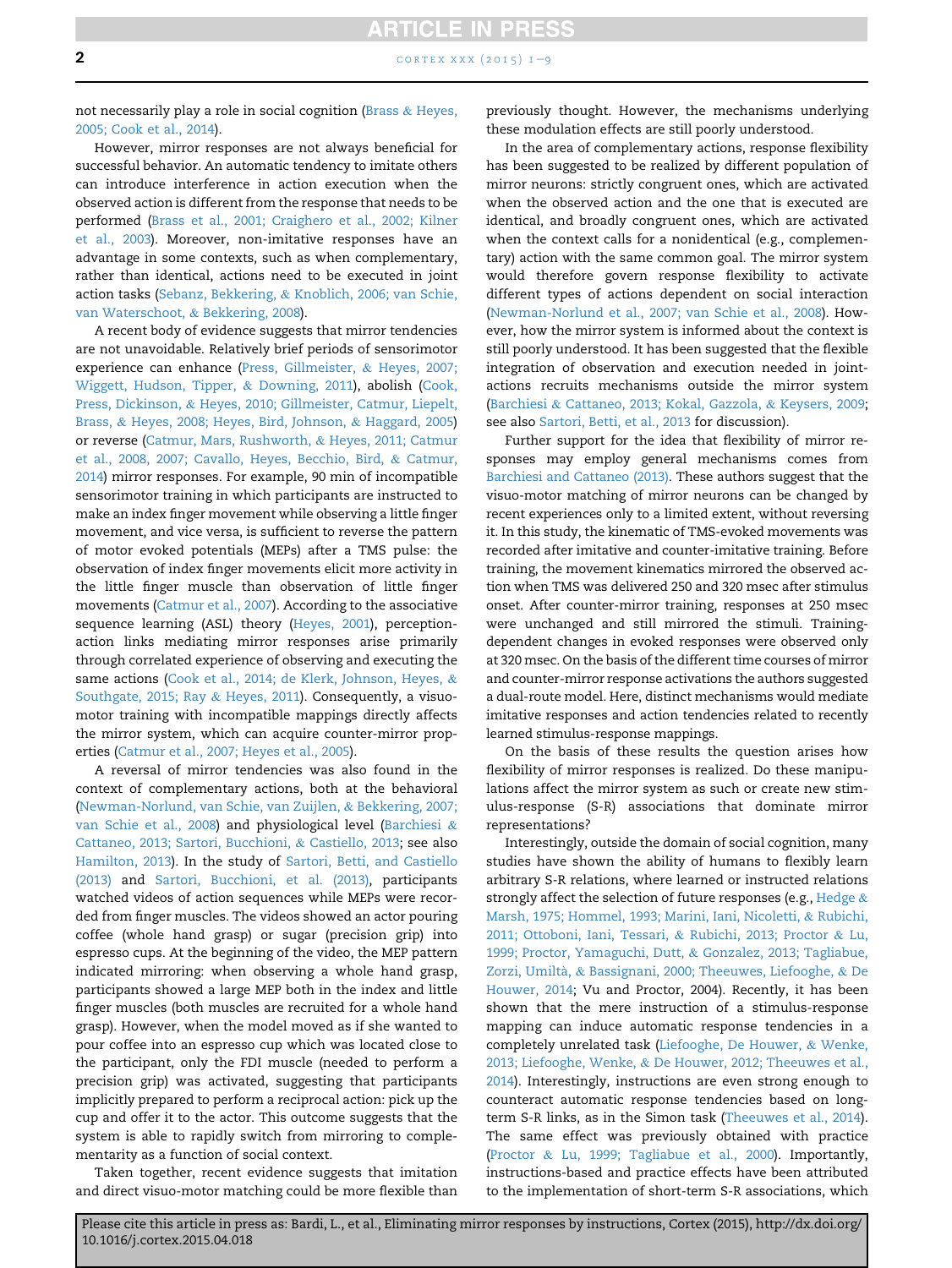not necessarily play a role in social cognition (Brass & Heyes, 2005; Cook et al., 2014).

However, mirror responses are not always beneficial for successful behavior. An automatic tendency to imitate others can introduce interference in action execution when the observed action is different from the response that needs to be performed (Brass et al., 2001; Craighero et al., 2002; Kilner et al., 2003). Moreover, non-imitative responses have an advantage in some contexts, such as when complementary, rather than identical, actions need to be executed in joint action tasks (Sebanz, Bekkering, & Knoblich, 2006; van Schie, van Waterschoot, & Bekkering, 2008).

A recent body of evidence suggests that mirror tendencies are not unavoidable. Relatively brief periods of sensorimotor experience can enhance (Press, Gillmeister, & Heyes, 2007; Wiggett, Hudson, Tipper, & Downing, 2011), abolish (Cook, Press, Dickinson, & Heyes, 2010; Gillmeister, Catmur, Liepelt, Brass, & Heyes, 2008; Heyes, Bird, Johnson, & Haggard, 2005) or reverse (Catmur, Mars, Rushworth, & Heyes, 2011; Catmur et al., 2008, 2007; Cavallo, Heyes, Becchio, Bird, & Catmur, 2014) mirror responses. For example, 90 min of incompatible sensorimotor training in which participants are instructed to make an index finger movement while observing a little finger movement, and vice versa, is sufficient to reverse the pattern of motor evoked potentials (MEPs) after a TMS pulse: the observation of index finger movements elicit more activity in the little finger muscle than observation of little finger movements (Catmur et al., 2007). According to the associative sequence learning (ASL) theory (Heyes, 2001), perception-action links mediating mirror responses arise primarily through correlated experience of observing and executing the same actions (Cook et al., 2014; de Klerk, Johnson, Heyes, & Southgate, 2015; Ray & Heyes, 2011). Consequently, a visuo-motor training with incompatible mappings directly affects the mirror system, which can acquire counter-mirror properties (Catmur et al., 2007; Heyes et al., 2005).

A reversal of mirror tendencies was also found in the context of complementary actions, both at the behavioral (Newman-Norlund, van Schie, van Zuijlen, & Bekkering, 2007; van Schie et al., 2008) and physiological level (Barchiesi & Cattaneo, 2013; Sartori, Bucchioni, & Castiello, 2013; see also Hamilton, 2013). In the study of Sartori, Betti, and Castiello (2013) and Sartori, Bucchioni, et al. (2013), participants watched videos of action sequences while MEPs were recorded from finger muscles. The videos showed an actor pouring coffee (whole hand grasp) or sugar (precision grip) into espresso cups. At the beginning of the video, the MEP pattern indicated mirroring: when observing a whole hand grasp, participants showed a large MEP both in the index and little finger muscles (both muscles are recruited for a whole hand grasp). However, when the model moved as if she wanted to pour coffee into an espresso cup which was located close to the participant, only the FDI muscle (needed to perform a precision grip) was activated, suggesting that participants implicitly prepared to perform a reciprocal action: pick up the cup and offer it to the actor. This outcome suggests that the system is able to rapidly switch from mirroring to complementarity as a function of social context.

Taken together, recent evidence suggests that imitation and direct visuo-motor matching could be more flexible than previously thought. However, the mechanisms underlying these modulation effects are still poorly understood.

In the area of complementary actions, response flexibility has been suggested to be realized by different population of mirror neurons: strictly congruent ones, which are activated when the observed action and the one that is executed are identical, and broadly congruent ones, which are activated when the context calls for a nonidentical (e.g., complementary) action with the same common goal. The mirror system would therefore govern response flexibility to activate different types of actions dependent on social interaction (Newman-Norlund et al., 2007; van Schie et al., 2008). However, how the mirror system is informed about the context is still poorly understood. It has been suggested that the flexible integration of observation and execution needed in joint-actions recruits mechanisms outside the mirror system (Barchiesi & Cattaneo, 2013; Kokal, Gazzola, & Keysers, 2009; see also Sartori, Betti, et al., 2013 for discussion).

Further support for the idea that flexibility of mirror responses may employ general mechanisms comes from Barchiesi and Cattaneo (2013). These authors suggest that the visuo-motor matching of mirror neurons can be changed by recent experiences only to a limited extent, without reversing it. In this study, the kinematic of TMS-evoked movements was recorded after imitative and counter-imitative training. Before training, the movement kinematics mirrored the observed action when TMS was delivered 250 and 320 msec after stimulus onset. After counter-mirror training, responses at 250 msec were unchanged and still mirrored the stimuli. Training-dependent changes in evoked responses were observed only at 320 msec. On the basis of the different time courses of mirror and counter-mirror response activations the authors suggested a dual-route model. Here, distinct mechanisms would mediate imitative responses and action tendencies related to recently learned stimulus-response mappings.

On the basis of these results the question arises how flexibility of mirror responses is realized. Do these manipulations affect the mirror system as such or create new stimulus-response (S-R) associations that dominate mirror representations?

Interestingly, outside the domain of social cognition, many studies have shown the ability of humans to flexibly learn arbitrary S-R relations, where learned or instructed relations strongly affect the selection of future responses (e.g., Hedge & Marsh, 1975; Hommel, 1993; Marini, Iani, Nicoletti, & Rubichi, 2011; Ottoboni, Iani, Tessari, & Rubichi, 2013; Proctor & Lu, 1999; Proctor, Yamaguchi, Dutt, & Gonzalez, 2013; Tagliabue, Zorzi, Umiltà, & Bassignani, 2000; Theeuwes, Liefooghe, & De Houwer, 2014; Vu and Proctor, 2004). Recently, it has been shown that the mere instruction of a stimulus-response mapping can induce automatic response tendencies in a completely unrelated task (Liefooghe, De Houwer, & Wenke, 2013; Liefooghe, Wenke, & De Houwer, 2012; Theeuwes et al., 2014). Interestingly, instructions are even strong enough to counteract automatic response tendencies based on long-term S-R links, as in the Simon task (Theeuwes et al., 2014). The same effect was previously obtained with practice (Proctor & Lu, 1999; Tagliabue et al., 2000). Importantly, instructions-based and practice effects have been attributed to the implementation of short-term S-R associations, which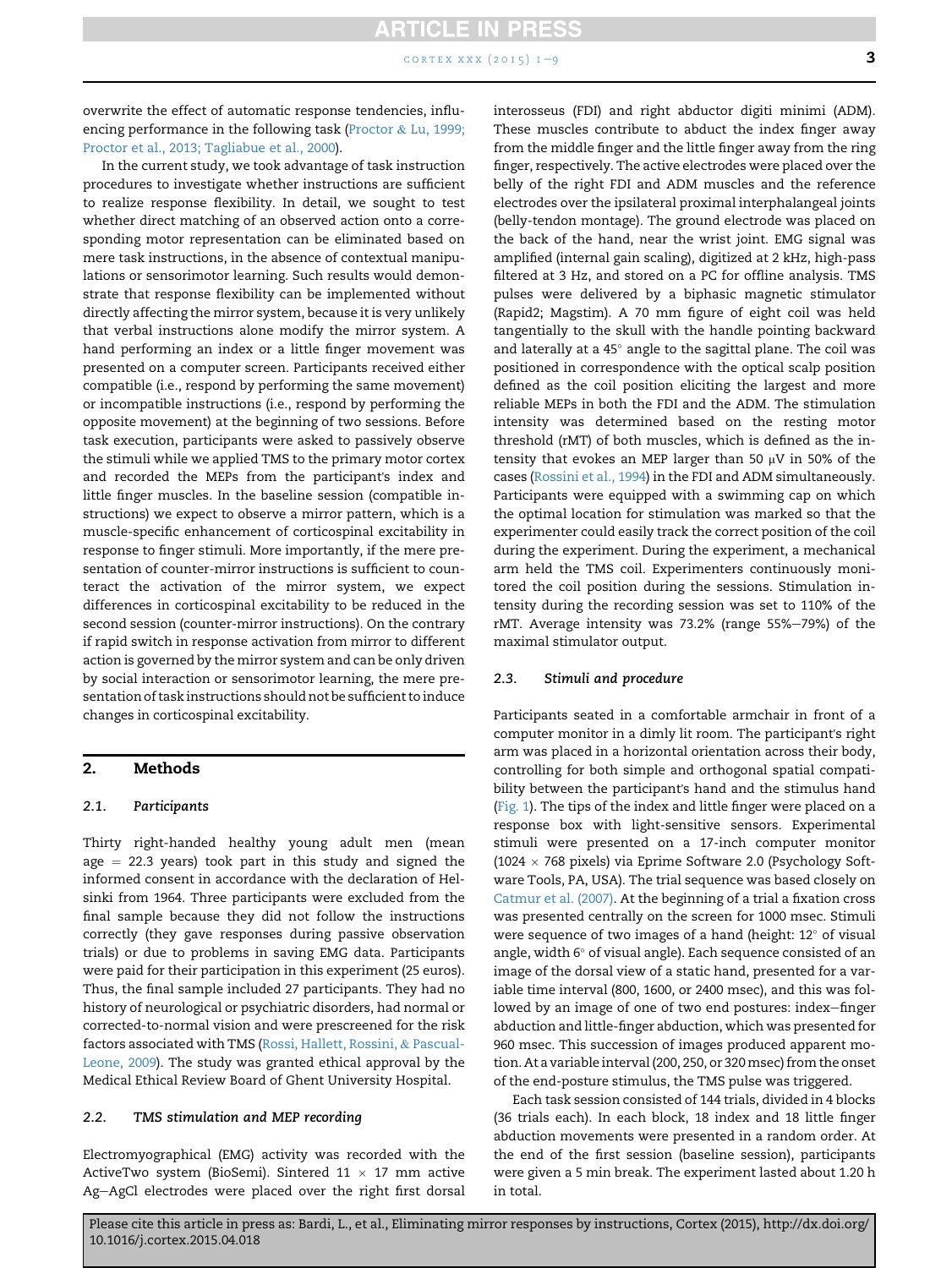overwrite the effect of automatic response tendencies, influencing performance in the following task (Proctor & Lu, 1999; Proctor et al., 2013; Tagliabue et al., 2000).

In the current study, we took advantage of task instruction procedures to investigate whether instructions are sufficient to realize response flexibility. In detail, we sought to test whether direct matching of an observed action onto a corresponding motor representation can be eliminated based on mere task instructions, in the absence of contextual manipulations or sensorimotor learning. Such results would demonstrate that response flexibility can be implemented without directly affecting the mirror system, because it is very unlikely that verbal instructions alone modify the mirror system. A hand performing an index or a little finger movement was presented on a computer screen. Participants received either compatible (i.e., respond by performing the same movement) or incompatible instructions (i.e., respond by performing the opposite movement) at the beginning of two sessions. Before task execution, participants were asked to passively observe the stimuli while we applied TMS to the primary motor cortex and recorded the MEPs from the participant's index and little finger muscles. In the baseline session (compatible instructions) we expect to observe a mirror pattern, which is a muscle-specific enhancement of corticospinal excitability in response to finger stimuli. More importantly, if the mere presentation of counter-mirror instructions is sufficient to counteract the activation of the mirror system, we expect differences in corticospinal excitability to be reduced in the second session (counter-mirror instructions). On the contrary if rapid switch in response activation from mirror to different action is governed by the mirror system and can be only driven by social interaction or sensorimotor learning, the mere presentation of task instructions should not be sufficient to induce changes in corticospinal excitability.

## 2. Methods

### 2.1. Participants

Thirty right-handed healthy young adult men (mean age = 22.3 years) took part in this study and signed the informed consent in accordance with the declaration of Helsinki from 1964. Three participants were excluded from the final sample because they did not follow the instructions correctly (they gave responses during passive observation trials) or due to problems in saving EMG data. Participants were paid for their participation in this experiment (25 euros). Thus, the final sample included 27 participants. They had no history of neurological or psychiatric disorders, had normal or corrected-to-normal vision and were prescreened for the risk factors associated with TMS (Rossi, Hallett, Rossini, & Pascual-Leone, 2009). The study was granted ethical approval by the Medical Ethical Review Board of Ghent University Hospital.

### 2.2. TMS stimulation and MEP recording

Electromyographical (EMG) activity was recorded with the ActiveTwo system (BioSemi). Sintered 11 × 17 mm active Ag–AgCl electrodes were placed over the right first dorsal interosseus (FDI) and right abductor digiti minimi (ADM). These muscles contribute to abduct the index finger away from the middle finger and the little finger away from the ring finger, respectively. The active electrodes were placed over the belly of the right FDI and ADM muscles and the reference electrodes over the ipsilateral proximal interphalangeal joints (belly-tendon montage). The ground electrode was placed on the back of the hand, near the wrist joint. EMG signal was amplified (internal gain scaling), digitized at 2 kHz, high-pass filtered at 3 Hz, and stored on a PC for offline analysis. TMS pulses were delivered by a biphasic magnetic stimulator (Rapid2; Magstim). A 70 mm figure of eight coil was held tangentially to the skull with the handle pointing backward and laterally at a 45° angle to the sagittal plane. The coil was positioned in correspondence with the optical scalp position defined as the coil position eliciting the largest and more reliable MEPs in both the FDI and the ADM. The stimulation intensity was determined based on the resting motor threshold (rMT) of both muscles, which is defined as the intensity that evokes an MEP larger than 50 μV in 50% of the cases (Rossini et al., 1994) in the FDI and ADM simultaneously. Participants were equipped with a swimming cap on which the optimal location for stimulation was marked so that the experimenter could easily track the correct position of the coil during the experiment. During the experiment, a mechanical arm held the TMS coil. Experimenters continuously monitored the coil position during the sessions. Stimulation intensity during the recording session was set to 110% of the rMT. Average intensity was 73.2% (range 55%–79%) of the maximal stimulator output.

### 2.3. Stimuli and procedure

Participants seated in a comfortable armchair in front of a computer monitor in a dimly lit room. The participant's right arm was placed in a horizontal orientation across their body, controlling for both simple and orthogonal spatial compatibility between the participant's hand and the stimulus hand (Fig. 1). The tips of the index and little finger were placed on a response box with light-sensitive sensors. Experimental stimuli were presented on a 17-inch computer monitor (1024 × 768 pixels) via Eprime Software 2.0 (Psychology Software Tools, PA, USA). The trial sequence was based closely on Catmur et al. (2007). At the beginning of a trial a fixation cross was presented centrally on the screen for 1000 msec. Stimuli were sequence of two images of a hand (height: 12° of visual angle, width 6° of visual angle). Each sequence consisted of an image of the dorsal view of a static hand, presented for a variable time interval (800, 1600, or 2400 msec), and this was followed by an image of one of two end postures: index–finger abduction and little-finger abduction, which was presented for 960 msec. This succession of images produced apparent motion. At a variable interval (200, 250, or 320 msec) from the onset of the end-posture stimulus, the TMS pulse was triggered.

Each task session consisted of 144 trials, divided in 4 blocks (36 trials each). In each block, 18 index and 18 little finger abduction movements were presented in a random order. At the end of the first session (baseline session), participants were given a 5 min break. The experiment lasted about 1.20 h in total.

Please cite this article in press as: Bardi, L., et al., Eliminating mirror responses by instructions, Cortex (2015), http://dx.doi.org/10.1016/j.cortex.2015.04.018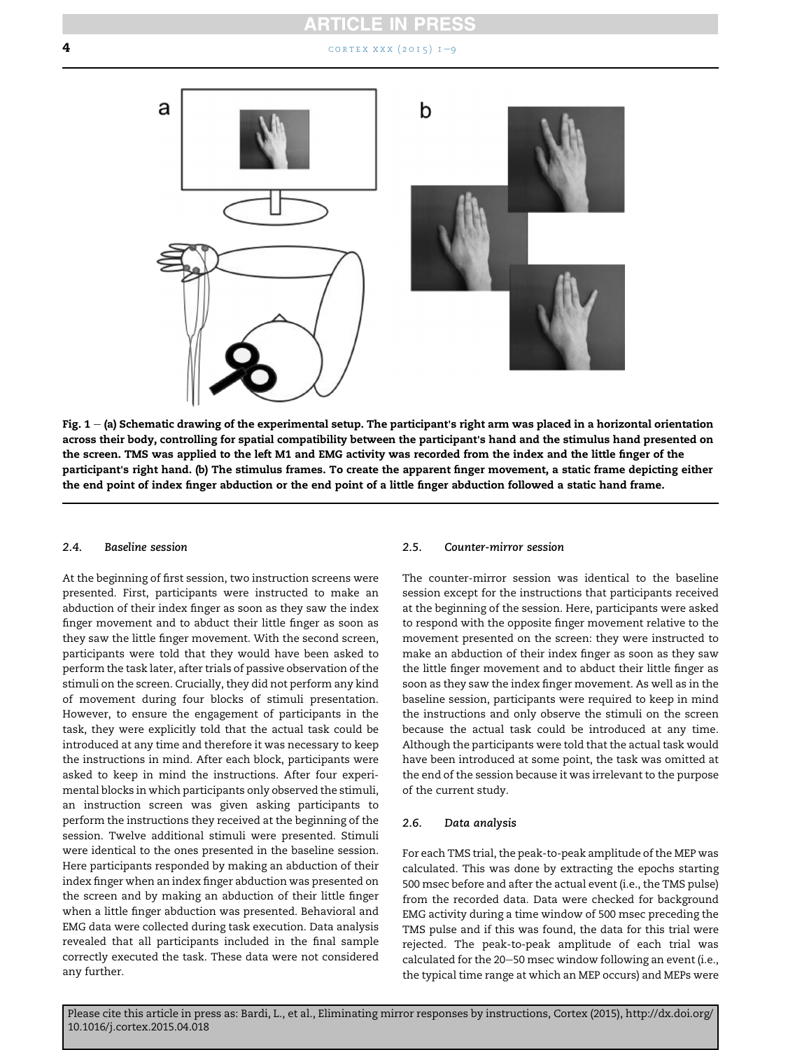Fig. 1 — (a) Schematic drawing of the experimental setup. The participant's right arm was placed in a horizontal orientation across their body, controlling for spatial compatibility between the participant's hand and the stimulus hand presented on the screen. TMS was applied to the left M1 and EMG activity was recorded from the index and the little finger of the participant's right hand. (b) The stimulus frames. To create the apparent finger movement, a static frame depicting either the end point of index finger abduction or the end point of a little finger abduction followed a static hand frame.

### 2.4. Baseline session

At the beginning of first session, two instruction screens were presented. First, participants were instructed to make an abduction of their index finger as soon as they saw the index finger movement and to abduct their little finger as soon as they saw the little finger movement. With the second screen, participants were told that they would have been asked to perform the task later, after trials of passive observation of the stimuli on the screen. Crucially, they did not perform any kind of movement during four blocks of stimuli presentation. However, to ensure the engagement of participants in the task, they were explicitly told that the actual task could be introduced at any time and therefore it was necessary to keep the instructions in mind. After each block, participants were asked to keep in mind the instructions. After four experimental blocks in which participants only observed the stimuli, an instruction screen was given asking participants to perform the instructions they received at the beginning of the session. Twelve additional stimuli were presented. Stimuli were identical to the ones presented in the baseline session. Here participants responded by making an abduction of their index finger when an index finger abduction was presented on the screen and by making an abduction of their little finger when a little finger abduction was presented. Behavioral and EMG data were collected during task execution. Data analysis revealed that all participants included in the final sample correctly executed the task. These data were not considered any further.

### 2.5. Counter-mirror session

The counter-mirror session was identical to the baseline session except for the instructions that participants received at the beginning of the session. Here, participants were asked to respond with the opposite finger movement relative to the movement presented on the screen: they were instructed to make an abduction of their index finger as soon as they saw the little finger movement and to abduct their little finger as soon as they saw the index finger movement. As well as in the baseline session, participants were required to keep in mind the instructions and only observe the stimuli on the screen because the actual task could be introduced at any time. Although the participants were told that the actual task would have been introduced at some point, the task was omitted at the end of the session because it was irrelevant to the purpose of the current study.

### 2.6. Data analysis

For each TMS trial, the peak-to-peak amplitude of the MEP was calculated. This was done by extracting the epochs starting 500 msec before and after the actual event (i.e., the TMS pulse) from the recorded data. Data were checked for background EMG activity during a time window of 500 msec preceding the TMS pulse and if this was found, the data for this trial were rejected. The peak-to-peak amplitude of each trial was calculated for the 20–50 msec window following an event (i.e., the typical time range at which an MEP occurs) and MEPs were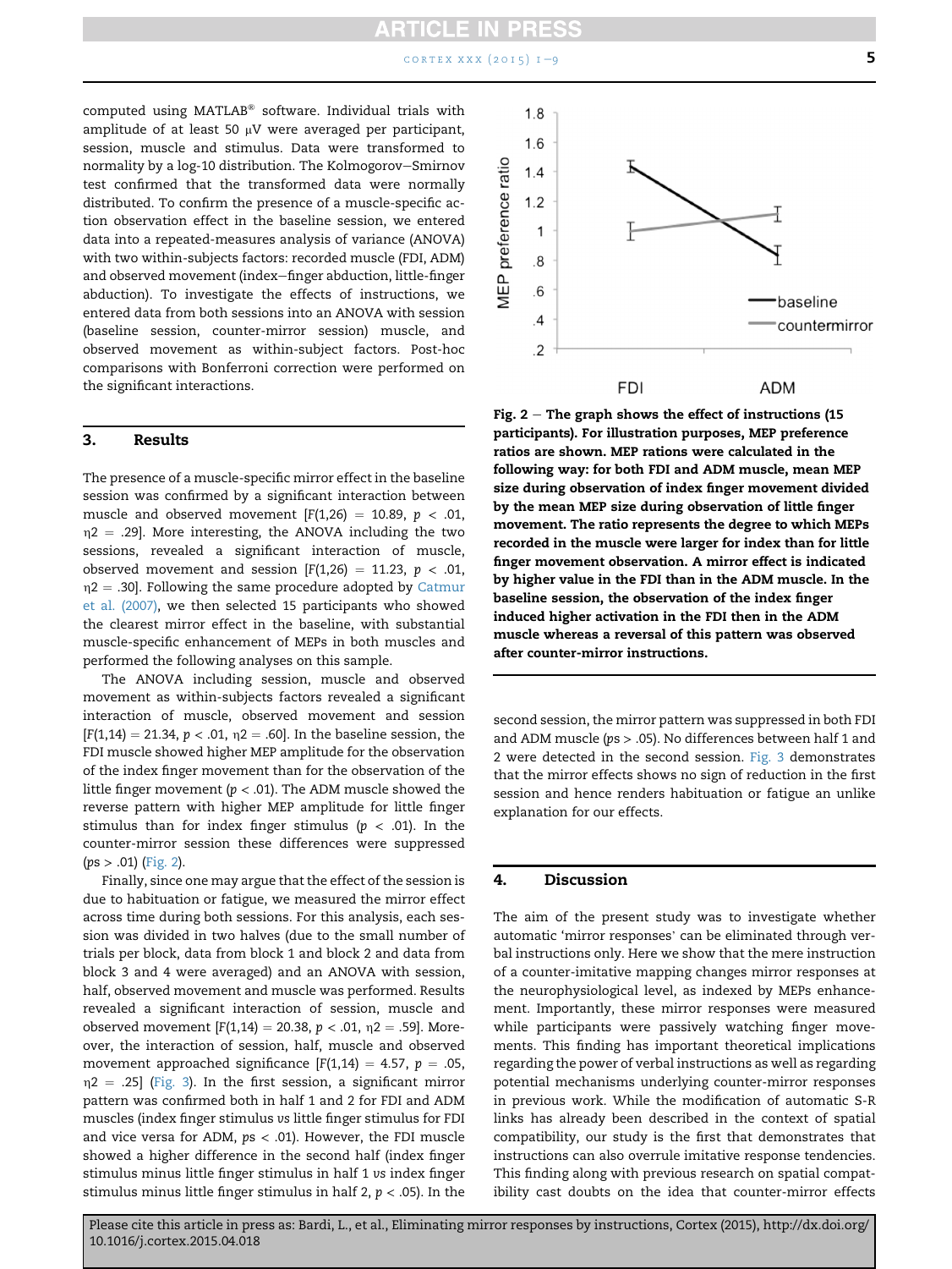computed using MATLAB® software. Individual trials with amplitude of at least 50 μV were averaged per participant, session, muscle and stimulus. Data were transformed to normality by a log-10 distribution. The Kolmogorov–Smirnov test confirmed that the transformed data were normally distributed. To confirm the presence of a muscle-specific action observation effect in the baseline session, we entered data into a repeated-measures analysis of variance (ANOVA) with two within-subjects factors: recorded muscle (FDI, ADM) and observed movement (index–finger abduction, little-finger abduction). To investigate the effects of instructions, we entered data from both sessions into an ANOVA with session (baseline session, counter-mirror session) muscle, and observed movement as within-subject factors. Post-hoc comparisons with Bonferroni correction were performed on the significant interactions.

## 3. Results

The presence of a muscle-specific mirror effect in the baseline session was confirmed by a significant interaction between muscle and observed movement [$F(1,26) = 10.89$, $p < .01$, $\eta 2 = .29$]. More interesting, the ANOVA including the two sessions, revealed a significant interaction of muscle, observed movement and session [$F(1,26) = 11.23$, $p < .01$, $\eta 2 = .30$]. Following the same procedure adopted by Catmur et al. (2007), we then selected 15 participants who showed the clearest mirror effect in the baseline, with substantial muscle-specific enhancement of MEPs in both muscles and performed the following analyses on this sample.

The ANOVA including session, muscle and observed movement as within-subjects factors revealed a significant interaction of muscle, observed movement and session [$F(1,14) = 21.34$, $p < .01$, $\eta 2 = .60$]. In the baseline session, the FDI muscle showed higher MEP amplitude for the observation of the index finger movement than for the observation of the little finger movement ($p < .01$). The ADM muscle showed the reverse pattern with higher MEP amplitude for little finger stimulus than for index finger stimulus ($p < .01$). In the counter-mirror session these differences were suppressed ($ps > .01$) (Fig. 2).

Finally, since one may argue that the effect of the session is due to habituation or fatigue, we measured the mirror effect across time during both sessions. For this analysis, each session was divided in two halves (due to the small number of trials per block, data from block 1 and block 2 and data from block 3 and 4 were averaged) and an ANOVA with session, half, observed movement and muscle was performed. Results revealed a significant interaction of session, muscle and observed movement [$F(1,14) = 20.38$, $p < .01$, $\eta 2 = .59$]. Moreover, the interaction of session, half, muscle and observed movement approached significance [$F(1,14) = 4.57$, $p = .05$, $\eta 2 = .25$] (Fig. 3). In the first session, a significant mirror pattern was confirmed both in half 1 and 2 for FDI and ADM muscles (index finger stimulus *vs* little finger stimulus for FDI and vice versa for ADM, $ps < .01$). However, the FDI muscle showed a higher difference in the second half (index finger stimulus minus little finger stimulus in half 1 *vs* index finger stimulus minus little finger stimulus in half 2, $p < .05$). In the second session, the mirror pattern was suppressed in both FDI and ADM muscle ($ps > .05$). No differences between half 1 and 2 were detected in the second session. Fig. 3 demonstrates that the mirror effects shows no sign of reduction in the first session and hence renders habituation or fatigue an unlike explanation for our effects.

**Fig. 2 – The graph shows the effect of instructions (15 participants). For illustration purposes, MEP preference ratios are shown. MEP rations were calculated in the following way: for both FDI and ADM muscle, mean MEP size during observation of index finger movement divided by the mean MEP size during observation of little finger movement. The ratio represents the degree to which MEPs recorded in the muscle were larger for index than for little finger movement observation. A mirror effect is indicated by higher value in the FDI than in the ADM muscle. In the baseline session, the observation of the index finger induced higher activation in the FDI then in the ADM muscle whereas a reversal of this pattern was observed after counter-mirror instructions.**

## 4. Discussion

The aim of the present study was to investigate whether automatic 'mirror responses' can be eliminated through verbal instructions only. Here we show that the mere instruction of a counter-imitative mapping changes mirror responses at the neurophysiological level, as indexed by MEPs enhancement. Importantly, these mirror responses were measured while participants were passively watching finger movements. This finding has important theoretical implications regarding the power of verbal instructions as well as regarding potential mechanisms underlying counter-mirror responses in previous work. While the modification of automatic S-R links has already been described in the context of spatial compatibility, our study is the first that demonstrates that instructions can also overrule imitative response tendencies. This finding along with previous research on spatial compatibility cast doubts on the idea that counter-mirror effects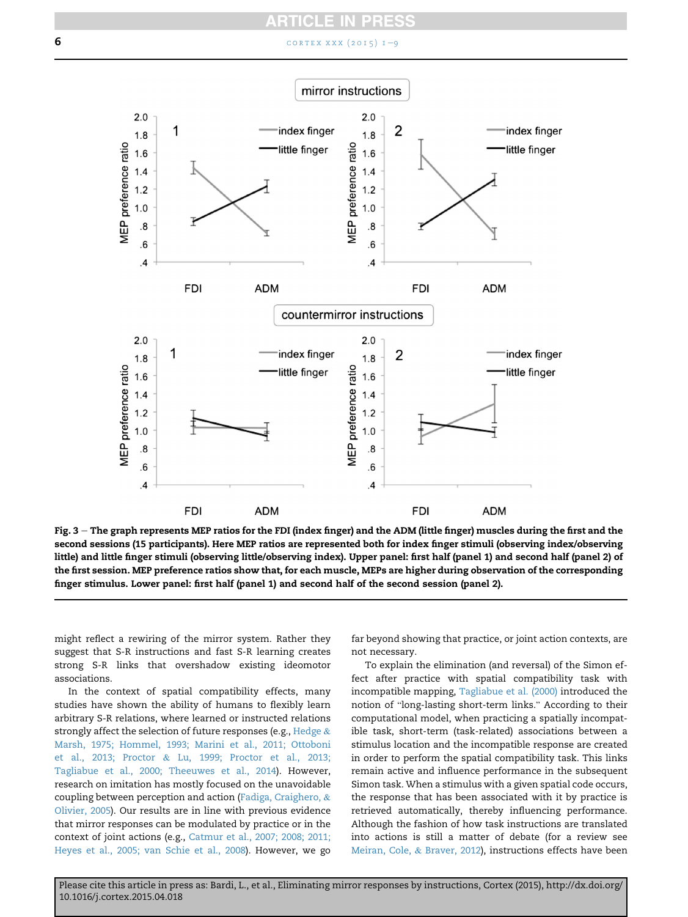**Fig. 3** – **The graph represents MEP ratios for the FDI (index finger) and the ADM (little finger) muscles during the first and the second sessions (15 participants). Here MEP ratios are represented both for index finger stimuli (observing index/observing little) and little finger stimuli (observing little/observing index). Upper panel: first half (panel 1) and second half (panel 2) of the first session. MEP preference ratios show that, for each muscle, MEPs are higher during observation of the corresponding finger stimulus. Lower panel: first half (panel 1) and second half of the second session (panel 2).**

might reflect a rewiring of the mirror system. Rather they suggest that S-R instructions and fast S-R learning creates strong S-R links that overshadow existing ideomotor associations.

In the context of spatial compatibility effects, many studies have shown the ability of humans to flexibly learn arbitrary S-R relations, where learned or instructed relations strongly affect the selection of future responses (e.g., Hedge & Marsh, 1975; Hommel, 1993; Marini et al., 2011; Ottoboni et al., 2013; Proctor & Lu, 1999; Proctor et al., 2013; Tagliabue et al., 2000; Theeuwes et al., 2014). However, research on imitation has mostly focused on the unavoidable coupling between perception and action (Fadiga, Craighero, & Olivier, 2005). Our results are in line with previous evidence that mirror responses can be modulated by practice or in the context of joint actions (e.g., Catmur et al., 2007; 2008; 2011; Heyes et al., 2005; van Schie et al., 2008). However, we go far beyond showing that practice, or joint action contexts, are not necessary.

To explain the elimination (and reversal) of the Simon effect after practice with spatial compatibility task with incompatible mapping, Tagliabue et al. (2000) introduced the notion of "long-lasting short-term links." According to their computational model, when practicing a spatially incompatible task, short-term (task-related) associations between a stimulus location and the incompatible response are created in order to perform the spatial compatibility task. This links remain active and influence performance in the subsequent Simon task. When a stimulus with a given spatial code occurs, the response that has been associated with it by practice is retrieved automatically, thereby influencing performance. Although the fashion of how task instructions are translated into actions is still a matter of debate (for a review see Meiran, Cole, & Braver, 2012), instructions effects have been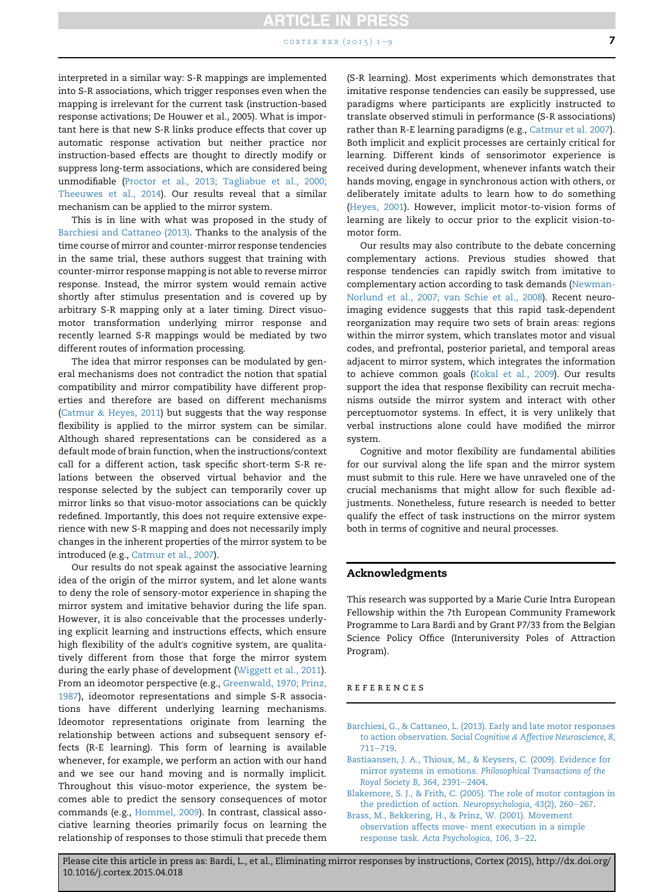interpreted in a similar way: S-R mappings are implemented into S-R associations, which trigger responses even when the mapping is irrelevant for the current task (instruction-based response activations; De Houwer et al., 2005). What is important here is that new S-R links produce effects that cover up automatic response activation but neither practice nor instruction-based effects are thought to directly modify or suppress long-term associations, which are considered being unmodifiable (Proctor et al., 2013; Tagliabue et al., 2000; Theeuwes et al., 2014). Our results reveal that a similar mechanism can be applied to the mirror system.

This is in line with what was proposed in the study of Barchiesi and Cattaneo (2013). Thanks to the analysis of the time course of mirror and counter-mirror response tendencies in the same trial, these authors suggest that training with counter-mirror response mapping is not able to reverse mirror response. Instead, the mirror system would remain active shortly after stimulus presentation and is covered up by arbitrary S-R mapping only at a later timing. Direct visuo-motor transformation underlying mirror response and recently learned S-R mappings would be mediated by two different routes of information processing.

The idea that mirror responses can be modulated by general mechanisms does not contradict the notion that spatial compatibility and mirror compatibility have different properties and therefore are based on different mechanisms (Catmur & Heyes, 2011) but suggests that the way response flexibility is applied to the mirror system can be similar. Although shared representations can be considered as a default mode of brain function, when the instructions/context call for a different action, task specific short-term S-R relations between the observed virtual behavior and the response selected by the subject can temporarily cover up mirror links so that visuo-motor associations can be quickly redefined. Importantly, this does not require extensive experience with new S-R mapping and does not necessarily imply changes in the inherent properties of the mirror system to be introduced (e.g., Catmur et al., 2007).

Our results do not speak against the associative learning idea of the origin of the mirror system, and let alone wants to deny the role of sensory-motor experience in shaping the mirror system and imitative behavior during the life span. However, it is also conceivable that the processes underlying explicit learning and instructions effects, which ensure high flexibility of the adult's cognitive system, are qualitatively different from those that forge the mirror system during the early phase of development (Wiggett et al., 2011). From an ideomotor perspective (e.g., Greenwald, 1970; Prinz, 1987), ideomotor representations and simple S-R associations have different underlying learning mechanisms. Ideomotor representations originate from learning the relationship between actions and subsequent sensory effects (R-E learning). This form of learning is available whenever, for example, we perform an action with our hand and we see our hand moving and is normally implicit. Throughout this visuo-motor experience, the system becomes able to predict the sensory consequences of motor commands (e.g., Hommel, 2009). In contrast, classical associative learning theories primarily focus on learning the relationship of responses to those stimuli that precede them (S-R learning). Most experiments which demonstrates that imitative response tendencies can easily be suppressed, use paradigms where participants are explicitly instructed to translate observed stimuli in performance (S-R associations) rather than R-E learning paradigms (e.g., Catmur et al. 2007). Both implicit and explicit processes are certainly critical for learning. Different kinds of sensorimotor experience is received during development, whenever infants watch their hands moving, engage in synchronous action with others, or deliberately imitate adults to learn how to do something (Heyes, 2001). However, implicit motor-to-vision forms of learning are likely to occur prior to the explicit vision-to-motor form.

Our results may also contribute to the debate concerning complementary actions. Previous studies showed that response tendencies can rapidly switch from imitative to complementary action according to task demands (Newman-Norlund et al., 2007; van Schie et al., 2008). Recent neuroimaging evidence suggests that this rapid task-dependent reorganization may require two sets of brain areas: regions within the mirror system, which translates motor and visual codes, and prefrontal, posterior parietal, and temporal areas adjacent to mirror system, which integrates the information to achieve common goals (Kokal et al., 2009). Our results support the idea that response flexibility can recruit mechanisms outside the mirror system and interact with other perceptuomotor systems. In effect, it is very unlikely that verbal instructions alone could have modified the mirror system.

Cognitive and motor flexibility are fundamental abilities for our survival along the life span and the mirror system must submit to this rule. Here we have unraveled one of the crucial mechanisms that might allow for such flexible adjustments. Nonetheless, future research is needed to better qualify the effect of task instructions on the mirror system both in terms of cognitive and neural processes.

## Acknowledgments

This research was supported by a Marie Curie Intra European Fellowship within the 7th European Community Framework Programme to Lara Bardi and by Grant P7/33 from the Belgian Science Policy Office (Interuniversity Poles of Attraction Program).

## REFERENCES

Barchiesi, G., & Cattaneo, L. (2013). Early and late motor responses to action observation. *Social Cognitive & Affective Neuroscience, 8*, 711–719.

Bastiaansen, J. A., Thioux, M., & Keysers, C. (2009). Evidence for mirror systems in emotions. *Philosophical Transactions of the Royal Society B, 364*, 2391–2404.

Blakemore, S. J., & Frith, C. (2005). The role of motor contagion in the prediction of action. *Neuropsychologia, 43*(2), 260–267.

Brass, M., Bekkering, H., & Prinz, W. (2001). Movement observation affects move- ment execution in a simple response task. *Acta Psychologica, 106*, 3–22.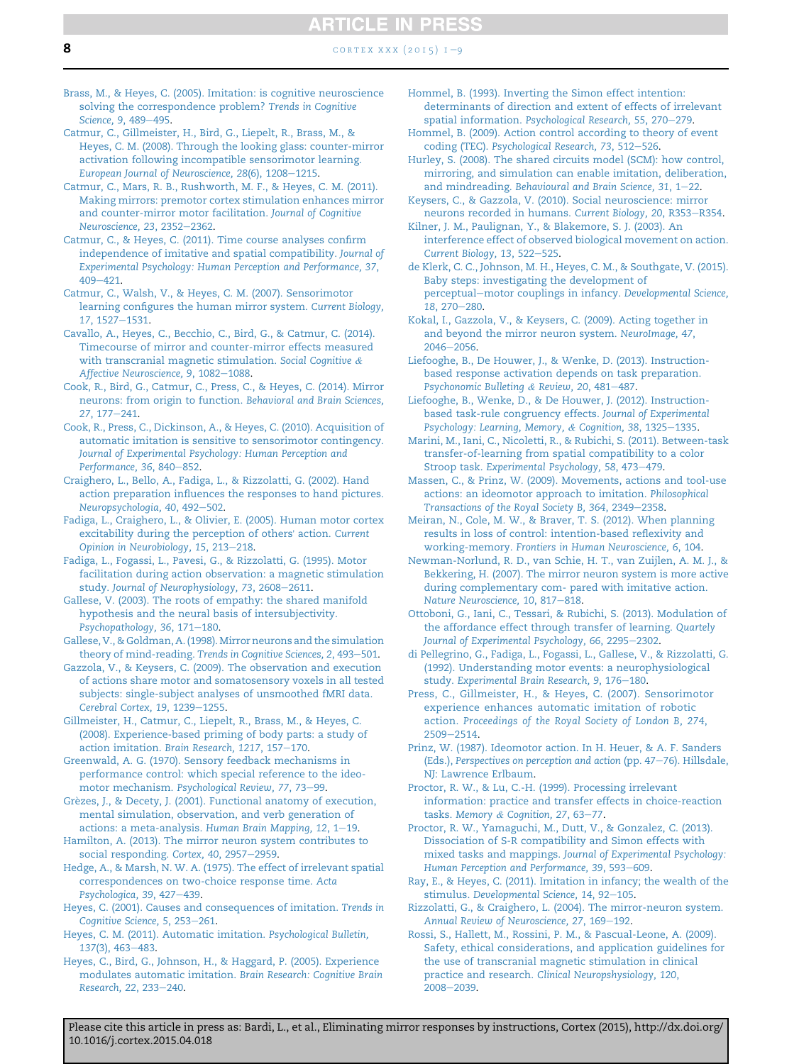Brass, M., & Heyes, C. (2005). Imitation: is cognitive neuroscience solving the correspondence problem? *Trends in Cognitive Science, 9*, 489–495.

Catmur, C., Gillmeister, H., Bird, G., Liepelt, R., Brass, M., & Heyes, C. M. (2008). Through the looking glass: counter-mirror activation following incompatible sensorimotor learning. *European Journal of Neuroscience, 28*(6), 1208–1215.

Catmur, C., Mars, R. B., Rushworth, M. F., & Heyes, C. M. (2011). Making mirrors: premotor cortex stimulation enhances mirror and counter-mirror motor facilitation. *Journal of Cognitive Neuroscience, 23*, 2352–2362.

Catmur, C., & Heyes, C. (2011). Time course analyses confirm independence of imitative and spatial compatibility. *Journal of Experimental Psychology: Human Perception and Performance, 37*, 409–421.

Catmur, C., Walsh, V., & Heyes, C. M. (2007). Sensorimotor learning configures the human mirror system. *Current Biology, 17*, 1527–1531.

Cavallo, A., Heyes, C., Becchio, C., Bird, G., & Catmur, C. (2014). Timecourse of mirror and counter-mirror effects measured with transcranial magnetic stimulation. *Social Cognitive & Affective Neuroscience, 9*, 1082–1088.

Cook, R., Bird, G., Catmur, C., Press, C., & Heyes, C. (2014). Mirror neurons: from origin to function. *Behavioral and Brain Sciences, 27*, 177–241.

Cook, R., Press, C., Dickinson, A., & Heyes, C. (2010). Acquisition of automatic imitation is sensitive to sensorimotor contingency. *Journal of Experimental Psychology: Human Perception and Performance, 36*, 840–852.

Craighero, L., Bello, A., Fadiga, L., & Rizzolatti, G. (2002). Hand action preparation influences the responses to hand pictures. *Neuropsycologia, 40*, 492–502.

Fadiga, L., Craighero, L., & Olivier, E. (2005). Human motor cortex excitability during the perception of others' action. *Current Opinion in Neurobiology, 15*, 213–218.

Fadiga, L., Fogassi, L., Pavesi, G., & Rizzolatti, G. (1995). Motor facilitation during action observation: a magnetic stimulation study. *Journal of Neurophysiology, 73*, 2608–2611.

Gallese, V. (2003). The roots of empathy: the shared manifold hypothesis and the neural basis of intersubjectivity. *Psychopathology, 36*, 171–180.

Gallese, V., & Goldman, A. (1998). Mirror neurons and the simulation theory of mind-reading. *Trends in Cognitive Sciences, 2*, 493–501.

Gazzola, V., & Keysers, C. (2009). The observation and execution of actions share motor and somatosensory voxels in all tested subjects: single-subject analyses of unsmoothed fMRI data. *Cerebral Cortex, 19*, 1239–1255.

Gillmeister, H., Catmur, C., Liepelt, R., Brass, M., & Heyes, C. (2008). Experience-based priming of body parts: a study of action imitation. *Brain Research, 1217*, 157–170.

Greenwald, A. G. (1970). Sensory feedback mechanisms in performance control: which special reference to the ideo-motor mechanism. *Psychological Review, 77*, 73–99.

Grèzes, J., & Decety, J. (2001). Functional anatomy of execution, mental simulation, observation, and verb generation of actions: a meta-analysis. *Human Brain Mapping, 12*, 1–19.

Hamilton, A. (2013). The mirror neuron system contributes to social responding. *Cortex, 40*, 2957–2959.

Hedge, A., & Marsh, N. W. A. (1975). The effect of irrelevant spatial correspondences on two-choice response time. *Acta Psychologica, 39*, 427–439.

Heyes, C. (2001). Causes and consequences of imitation. *Trends in Cognitive Science, 5*, 253–261.

Heyes, C. M. (2011). Automatic imitation. *Psychological Bulletin, 137*(3), 463–483.

Heyes, C., Bird, G., Johnson, H., & Haggard, P. (2005). Experience modulates automatic imitation. *Brain Research: Cognitive Brain Research, 22*, 233–240.

Hommel, B. (1993). Inverting the Simon effect intention: determinants of direction and extent of effects of irrelevant spatial information. *Psychological Research, 55*, 270–279.

Hommel, B. (2009). Action control according to theory of event coding (TEC). *Psychological Research, 73*, 512–526.

Hurley, S. (2008). The shared circuits model (SCM): how control, mirroring, and simulation can enable imitation, deliberation, and mindreading. *Behavioural and Brain Science, 31*, 1–22.

Keysers, C., & Gazzola, V. (2010). Social neuroscience: mirror neurons recorded in humans. *Current Biology, 20*, R353–R354.

Kilner, J. M., Paulignan, Y., & Blakemore, S. J. (2003). An interference effect of observed biological movement on action. *Current Biology, 13*, 522–525.

de Klerk, C. C., Johnson, M. H., Heyes, C. M., & Southgate, V. (2015). Baby steps: investigating the development of perceptual–motor couplings in infancy. *Developmental Science, 18*, 270–280.

Kokal, I., Gazzola, V., & Keysers, C. (2009). Acting together in and beyond the mirror neuron system. *NeuroImage, 47*, 2046–2056.

Liefooghe, B., De Houwer, J., & Wenke, D. (2013). Instruction-based response activation depends on task preparation. *Psychonomic Bulleting & Review, 20*, 481–487.

Liefooghe, B., Wenke, D., & De Houwer, J. (2012). Instruction-based task-rule congruency effects. *Journal of Experimental Psychology: Learning, Memory, & Cognition, 38*, 1325–1335.

Marini, M., Iani, C., Nicoletti, R., & Rubichi, S. (2011). Between-task transfer-of-learning from spatial compatibility to a color Stroop task. *Experimental Psychology, 58*, 473–479.

Massen, C., & Prinz, W. (2009). Movements, actions and tool-use actions: an ideomotor approach to imitation. *Philosophical Transactions of the Royal Society B, 364*, 2349–2358.

Meiran, N., Cole, M. W., & Braver, T. S. (2012). When planning results in loss of control: intention-based reflexivity and working-memory. *Frontiers in Human Neuroscience, 6*, 104.

Newman-Norlund, R. D., van Schie, H. T., van Zuijlen, A. M. J., & Bekkering, H. (2007). The mirror neuron system is more active during complementary com- pared with imitative action. *Nature Neuroscience, 10*, 817–818.

Ottoboni, G., Iani, C., Tessari, & Rubichi, S. (2013). Modulation of the affordance effect through transfer of learning. *Quartely Journal of Experimental Psychology, 66*, 2295–2302.

di Pellegrino, G., Fadiga, L., Fogassi, L., Gallese, V., & Rizzolatti, G. (1992). Understanding motor events: a neurophysiological study. *Experimental Brain Research, 9*, 176–180.

Press, C., Gillmeister, H., & Heyes, C. (2007). Sensorimotor experience enhances automatic imitation of robotic action. *Proceedings of the Royal Society of London B, 274*, 2509–2514.

Prinz, W. (1987). Ideomotor action. In H. Heuer, & A. F. Sanders (Eds.), *Perspectives on perception and action* (pp. 47–76). Hillsdale, NJ: Lawrence Erlbaum.

Proctor, R. W., & Lu, C.-H. (1999). Processing irrelevant information: practice and transfer effects in choice-reaction tasks. *Memory & Cognition, 27*, 63–77.

Proctor, R. W., Yamaguchi, M., Dutt, V., & Gonzalez, C. (2013). Dissociation of S-R compatibility and Simon effects with mixed tasks and mappings. *Journal of Experimental Psychology: Human Perception and Performance, 39*, 593–609.

Ray, E., & Heyes, C. (2011). Imitation in infancy; the wealth of the stimulus. *Developmental Science, 14*, 92–105.

Rizzolatti, G., & Craighero, L. (2004). The mirror-neuron system. *Annual Review of Neuroscience, 27*, 169–192.

Rossi, S., Hallett, M., Rossini, P. M., & Pascual-Leone, A. (2009). Safety, ethical considerations, and application guidelines for the use of transcranial magnetic stimulation in clinical practice and research. *Clinical Neurophsyiology, 120*, 2008–2039.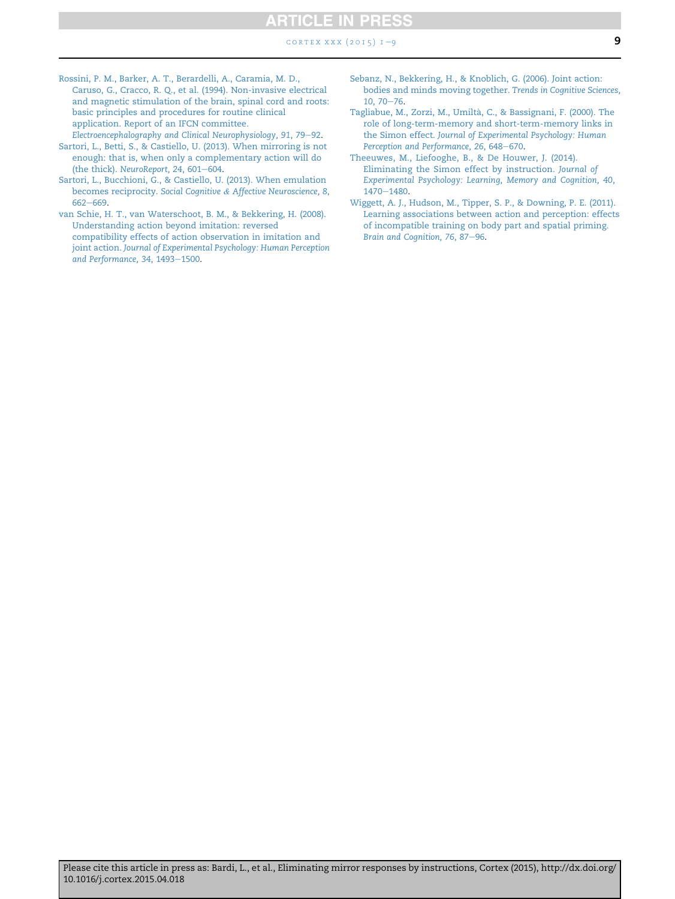Rossini, P. M., Barker, A. T., Berardelli, A., Caramia, M. D., Caruso, G., Cracco, R. Q., et al. (1994). Non-invasive electrical and magnetic stimulation of the brain, spinal cord and roots: basic principles and procedures for routine clinical application. Report of an IFCN committee. *Electroencephalography and Clinical Neurophysiology, 91*, 79–92.

Sartori, L., Betti, S., & Castiello, U. (2013). When mirroring is not enough: that is, when only a complementary action will do (the thick). *NeuroReport, 24*, 601–604.

Sartori, L., Bucchioni, G., & Castiello, U. (2013). When emulation becomes reciprocity. *Social Cognitive & Affective Neuroscience, 8*, 662–669.

van Schie, H. T., van Waterschoot, B. M., & Bekkering, H. (2008). Understanding action beyond imitation: reversed compatibility effects of action observation in imitation and joint action. *Journal of Experimental Psychology: Human Perception and Performance, 34*, 1493–1500.

Sebanz, N., Bekkering, H., & Knoblich, G. (2006). Joint action: bodies and minds moving together. *Trends in Cognitive Sciences, 10*, 70–76.

Tagliabue, M., Zorzi, M., Umiltà, C., & Bassignani, F. (2000). The role of long-term-memory and short-term-memory links in the Simon effect. *Journal of Experimental Psychology: Human Perception and Performance, 26*, 648–670.

Theeuwes, M., Liefooghe, B., & De Houwer, J. (2014). Eliminating the Simon effect by instruction. *Journal of Experimental Psychology: Learning, Memory and Cognition, 40*, 1470–1480.

Wiggett, A. J., Hudson, M., Tipper, S. P., & Downing, P. E. (2011). Learning associations between action and perception: effects of incompatible training on body part and spatial priming. *Brain and Cognition, 76*, 87–96.

Please cite this article in press as: Bardi, L., et al., Eliminating mirror responses by instructions, Cortex (2015), http://dx.doi.org/10.1016/j.cortex.2015.04.018